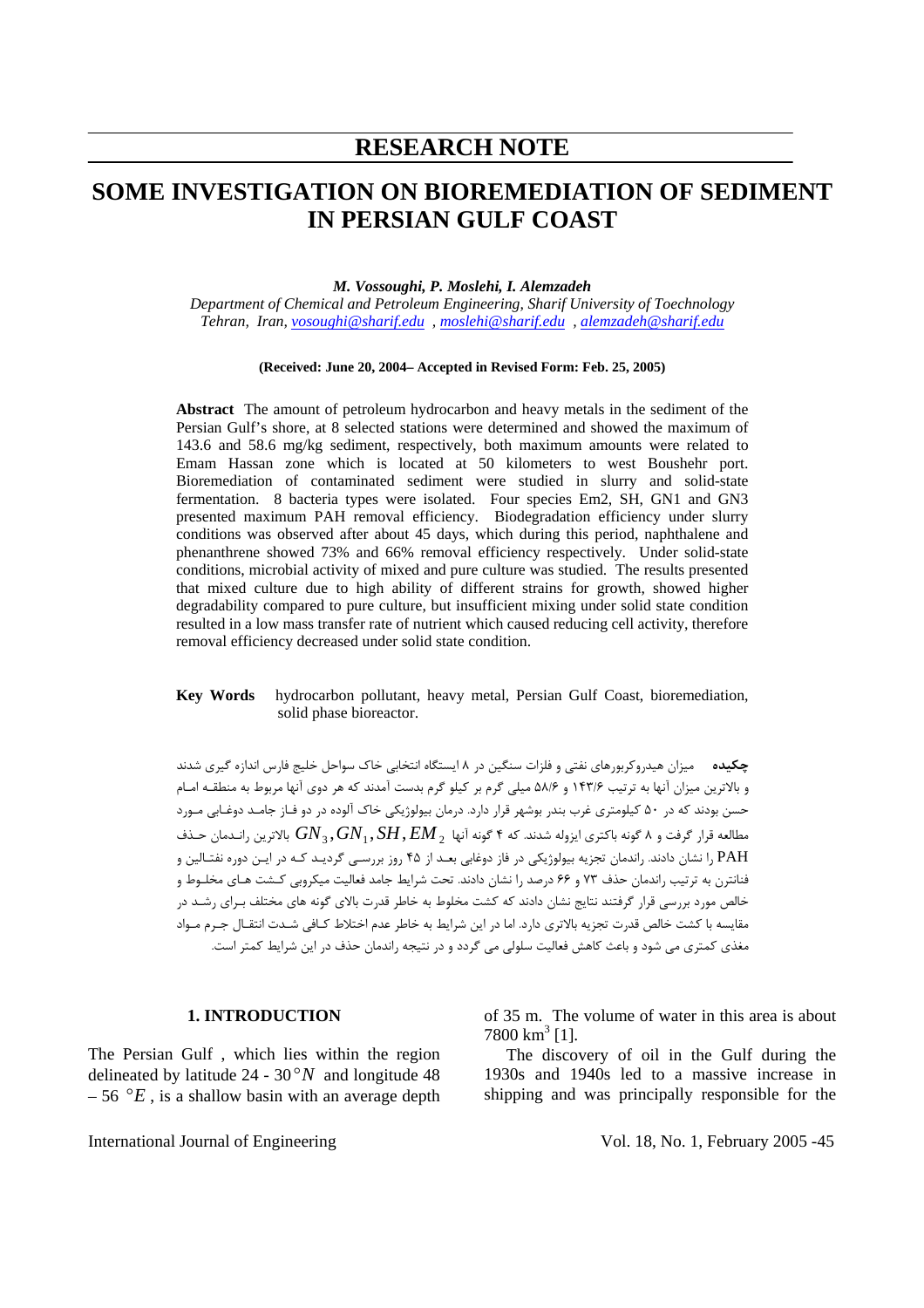## RESEARCH NOTE

# SOME INVESTIGATION ON BIOREMEDIATION OF SEDIMENT IN PERSIAN GULF COAST

***M. Vossoughi, P. Moslehi, I. Alemzadeh***

*Department of Chemical and Petroleum Engineering, Sharif University of Toechnology Tehran, Iran, vosoughi@sharif.edu , moslehi@sharif.edu , alemzadeh@sharif.edu*

**(Received: June 20, 2004– Accepted in Revised Form: Feb. 25, 2005)**

**Abstract** The amount of petroleum hydrocarbon and heavy metals in the sediment of the Persian Gulf's shore, at 8 selected stations were determined and showed the maximum of 143.6 and 58.6 mg/kg sediment, respectively, both maximum amounts were related to Emam Hassan zone which is located at 50 kilometers to west Boushehr port. Bioremediation of contaminated sediment were studied in slurry and solid-state fermentation. 8 bacteria types were isolated. Four species Em2, SH, GN1 and GN3 presented maximum PAH removal efficiency. Biodegradation efficiency under slurry conditions was observed after about 45 days, which during this period, naphthalene and phenanthrene showed 73% and 66% removal efficiency respectively. Under solid-state conditions, microbial activity of mixed and pure culture was studied. The results presented that mixed culture due to high ability of different strains for growth, showed higher degradability compared to pure culture, but insufficient mixing under solid state condition resulted in a low mass transfer rate of nutrient which caused reducing cell activity, therefore removal efficiency decreased under solid state condition.

**Key Words** hydrocarbon pollutant, heavy metal, Persian Gulf Coast, bioremediation, solid phase bioreactor.

**چکیده** میزان هیدروکربورهای نفتی و فلزات سنگین در ۸ ایستگاه انتخابی خاک سواحل خلیج فارس اندازه گیری شدند و بالاترین میزان آنها به ترتیب ۱۴۳/۶ و ۵۸/۶ میلی گرم بر کیلو گرم بدست آمدند که هر دوی آنها مربوط به منطقه امام حسن بودند که در ۵۰ کیلومتری غرب بندر بوشهر قرار دارد. درمان بیولوژیکی خاک آلوده در دو فاز جامد دوغابی مورد مطالعه قرار گرفت و ۸ گونه باکتری ایزوله شدند. که ۴ گونه آنها $GN_3, GN_1, SH, EM_2$ بالاترین راندمان حذف PAH را نشان دادند. راندمان تجزیه بیولوژیکی در فاز دوغابی بعد از ۴۵ روز بررسی گردید که در این دوره نفتالین و فنانترن به ترتیب راندمان حذف ۷۳ و ۶۶ درصد را نشان دادند. تحت شرایط جامد فعالیت میکروبی کشت های مخلوط و خالص مورد بررسی قرار گرفتند نتایج نشان دادند که کشت مخلوط به خاطر قدرت بالای گونه های مختلف برای رشد در مقایسه با کشت خالص قدرت تجزیه بالاتری دارد. اما در این شرایط به خاطر عدم اختلاط کافی شدت انتقال جرم مواد مغذی کمتری می شود و باعث کاهش فعالیت سلولی می گردد و در نتیجه راندمان حذف در این شرایط کمتر است.

## 1. INTRODUCTION

The Persian Gulf , which lies within the region delineated by latitude 24 - 30 $°N$ and longitude 48 – 56 $°E$ , is a shallow basin with an average depth of 35 m. The volume of water in this area is about 7800 km$^3$ [1].

The discovery of oil in the Gulf during the 1930s and 1940s led to a massive increase in shipping and was principally responsible for the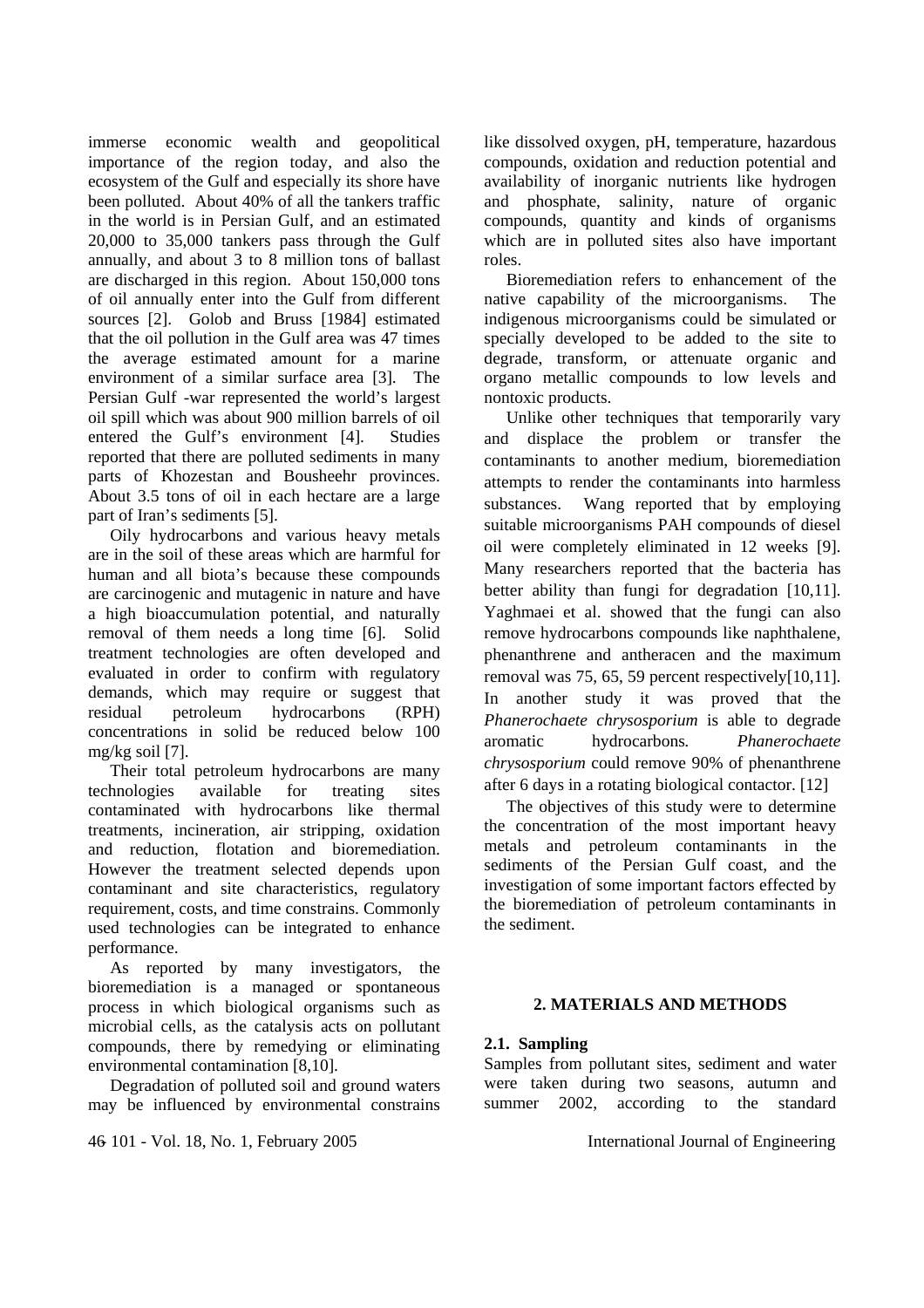immerse economic wealth and geopolitical importance of the region today, and also the ecosystem of the Gulf and especially its shore have been polluted. About 40% of all the tankers traffic in the world is in Persian Gulf, and an estimated 20,000 to 35,000 tankers pass through the Gulf annually, and about 3 to 8 million tons of ballast are discharged in this region. About 150,000 tons of oil annually enter into the Gulf from different sources [2]. Golob and Bruss [1984] estimated that the oil pollution in the Gulf area was 47 times the average estimated amount for a marine environment of a similar surface area [3]. The Persian Gulf -war represented the world's largest oil spill which was about 900 million barrels of oil entered the Gulf's environment [4]. Studies reported that there are polluted sediments in many parts of Khozestan and Bousheehr provinces. About 3.5 tons of oil in each hectare are a large part of Iran's sediments [5].

Oily hydrocarbons and various heavy metals are in the soil of these areas which are harmful for human and all biota's because these compounds are carcinogenic and mutagenic in nature and have a high bioaccumulation potential, and naturally removal of them needs a long time [6]. Solid treatment technologies are often developed and evaluated in order to confirm with regulatory demands, which may require or suggest that residual petroleum hydrocarbons (RPH) concentrations in solid be reduced below 100 mg/kg soil [7].

Their total petroleum hydrocarbons are many technologies available for treating sites contaminated with hydrocarbons like thermal treatments, incineration, air stripping, oxidation and reduction, flotation and bioremediation. However the treatment selected depends upon contaminant and site characteristics, regulatory requirement, costs, and time constrains. Commonly used technologies can be integrated to enhance performance.

As reported by many investigators, the bioremediation is a managed or spontaneous process in which biological organisms such as microbial cells, as the catalysis acts on pollutant compounds, there by remedying or eliminating environmental contamination [8,10].

Degradation of polluted soil and ground waters may be influenced by environmental constrains like dissolved oxygen, pH, temperature, hazardous compounds, oxidation and reduction potential and availability of inorganic nutrients like hydrogen and phosphate, salinity, nature of organic compounds, quantity and kinds of organisms which are in polluted sites also have important roles.

Bioremediation refers to enhancement of the native capability of the microorganisms. The indigenous microorganisms could be simulated or specially developed to be added to the site to degrade, transform, or attenuate organic and organo metallic compounds to low levels and nontoxic products.

Unlike other techniques that temporarily vary and displace the problem or transfer the contaminants to another medium, bioremediation attempts to render the contaminants into harmless substances. Wang reported that by employing suitable microorganisms PAH compounds of diesel oil were completely eliminated in 12 weeks [9]. Many researchers reported that the bacteria has better ability than fungi for degradation [10,11]. Yaghmaei et al. showed that the fungi can also remove hydrocarbons compounds like naphthalene, phenanthrene and antheracen and the maximum removal was 75, 65, 59 percent respectively[10,11]. In another study it was proved that the *Phanerochaete chrysosporium* is able to degrade aromatic hydrocarbons. *Phanerochaete chrysosporium* could remove 90% of phenanthrene after 6 days in a rotating biological contactor. [12]

The objectives of this study were to determine the concentration of the most important heavy metals and petroleum contaminants in the sediments of the Persian Gulf coast, and the investigation of some important factors effected by the bioremediation of petroleum contaminants in the sediment.

## 2. MATERIALS AND METHODS

### 2.1. Sampling

Samples from pollutant sites, sediment and water were taken during two seasons, autumn and summer 2002, according to the standard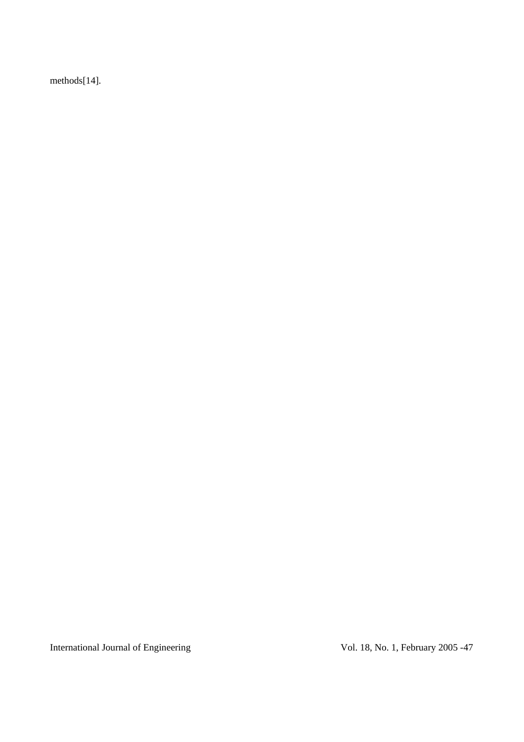methods[14].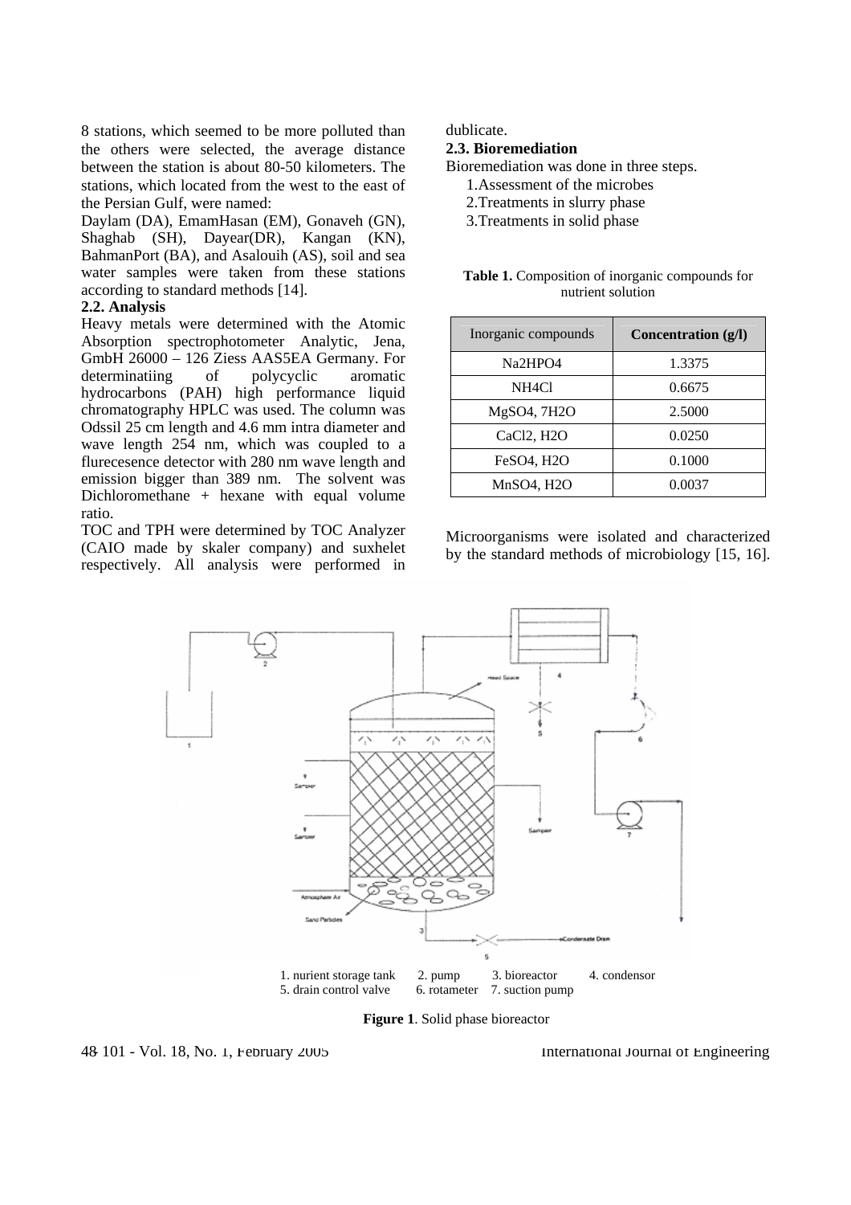8 stations, which seemed to be more polluted than the others were selected, the average distance between the station is about 80-50 kilometers. The stations, which located from the west to the east of the Persian Gulf, were named:

Daylam (DA), EmamHasan (EM), Gonaveh (GN), Shaghab (SH), Dayear(DR), Kangan (KN), BahmanPort (BA), and Asalouih (AS), soil and sea water samples were taken from these stations according to standard methods [14].

**2.2. Analysis**

Heavy metals were determined with the Atomic Absorption spectrophotometer Analytic, Jena, GmbH 26000 – 126 Ziess AAS5EA Germany. For determinatiing of polycyclic aromatic hydrocarbons (PAH) high performance liquid chromatography HPLC was used. The column was Odssil 25 cm length and 4.6 mm intra diameter and wave length 254 nm, which was coupled to a flurecesence detector with 280 nm wave length and emission bigger than 389 nm. The solvent was Dichloromethane + hexane with equal volume ratio.

TOC and TPH were determined by TOC Analyzer (CAIO made by skaler company) and suxhelet respectively. All analysis were performed in dublicate.

**2.3. Bioremediation**

Bioremediation was done in three steps.

1. Assessment of the microbes
2. Treatments in slurry phase
3. Treatments in solid phase

**Table 1.** Composition of inorganic compounds for nutrient solution

| Inorganic compounds | **Concentration (g/l)** |
|---|---|
| $Na_2HPO_4$ | 1.3375 |
| $NH_4Cl$ | 0.6675 |
| $MgSO_4, 7H_2O$ | 2.5000 |
| $CaCl_2, H_2O$ | 0.0250 |
| $FeSO_4, H_2O$ | 0.1000 |
| $MnSO_4, H_2O$ | 0.0037 |

Microorganisms were isolated and characterized by the standard methods of microbiology [15, 16].

1. nurient storage tank 2. pump 3. bioreactor 4. condensor
5. drain control valve 6. rotameter 7. suction pump

**Figure 1**. Solid phase bioreactor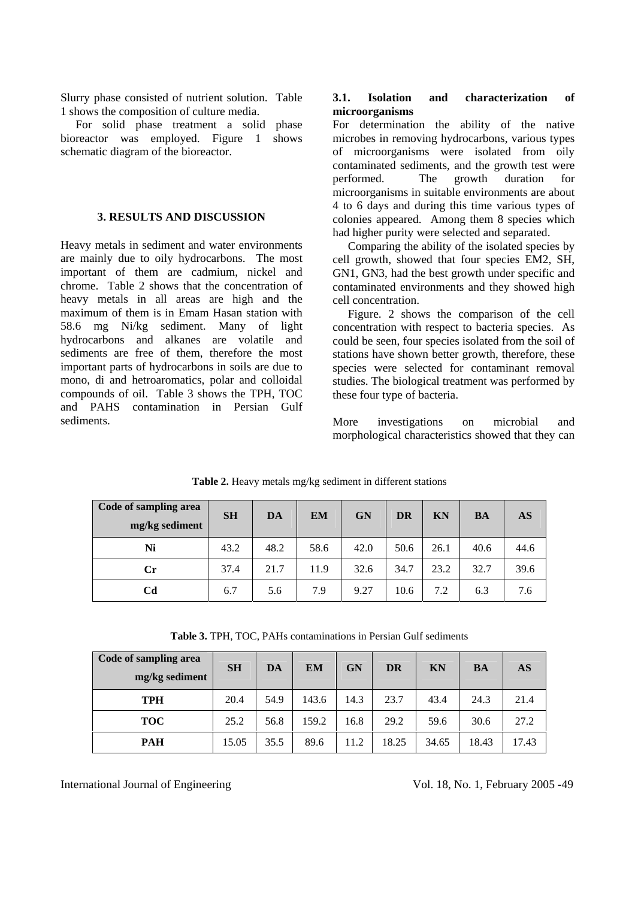Slurry phase consisted of nutrient solution. Table 1 shows the composition of culture media.

For solid phase treatment a solid phase bioreactor was employed. Figure 1 shows schematic diagram of the bioreactor.

## 3. RESULTS AND DISCUSSION

Heavy metals in sediment and water environments are mainly due to oily hydrocarbons. The most important of them are cadmium, nickel and chrome. Table 2 shows that the concentration of heavy metals in all areas are high and the maximum of them is in Emam Hasan station with 58.6 mg Ni/kg sediment. Many of light hydrocarbons and alkanes are volatile and sediments are free of them, therefore the most important parts of hydrocarbons in soils are due to mono, di and hetroaromatics, polar and colloidal compounds of oil. Table 3 shows the TPH, TOC and PAHS contamination in Persian Gulf sediments.

### 3.1. Isolation and characterization of microorganisms

For determination the ability of the native microbes in removing hydrocarbons, various types of microorganisms were isolated from oily contaminated sediments, and the growth test were performed. The growth duration for microorganisms in suitable environments are about 4 to 6 days and during this time various types of colonies appeared. Among them 8 species which had higher purity were selected and separated.

Comparing the ability of the isolated species by cell growth, showed that four species EM2, SH, GN1, GN3, had the best growth under specific and contaminated environments and they showed high cell concentration.

Figure. 2 shows the comparison of the cell concentration with respect to bacteria species. As could be seen, four species isolated from the soil of stations have shown better growth, therefore, these species were selected for contaminant removal studies. The biological treatment was performed by these four type of bacteria.

More investigations on microbial and morphological characteristics showed that they can

**Table 2.** Heavy metals mg/kg sediment in different stations

| Code of sampling area mg/kg sediment | SH | DA | EM | GN | DR | KN | BA | AS |
|---|---|---|---|---|---|---|---|---|
| **Ni** | 43.2 | 48.2 | 58.6 | 42.0 | 50.6 | 26.1 | 40.6 | 44.6 |
| **Cr** | 37.4 | 21.7 | 11.9 | 32.6 | 34.7 | 23.2 | 32.7 | 39.6 |
| **Cd** | 6.7 | 5.6 | 7.9 | 9.27 | 10.6 | 7.2 | 6.3 | 7.6 |

**Table 3.** TPH, TOC, PAHs contaminations in Persian Gulf sediments

| Code of sampling area mg/kg sediment | SH | DA | EM | GN | DR | KN | BA | AS |
|---|---|---|---|---|---|---|---|---|
| **TPH** | 20.4 | 54.9 | 143.6 | 14.3 | 23.7 | 43.4 | 24.3 | 21.4 |
| **TOC** | 25.2 | 56.8 | 159.2 | 16.8 | 29.2 | 59.6 | 30.6 | 27.2 |
| **PAH** | 15.05 | 35.5 | 89.6 | 11.2 | 18.25 | 34.65 | 18.43 | 17.43 |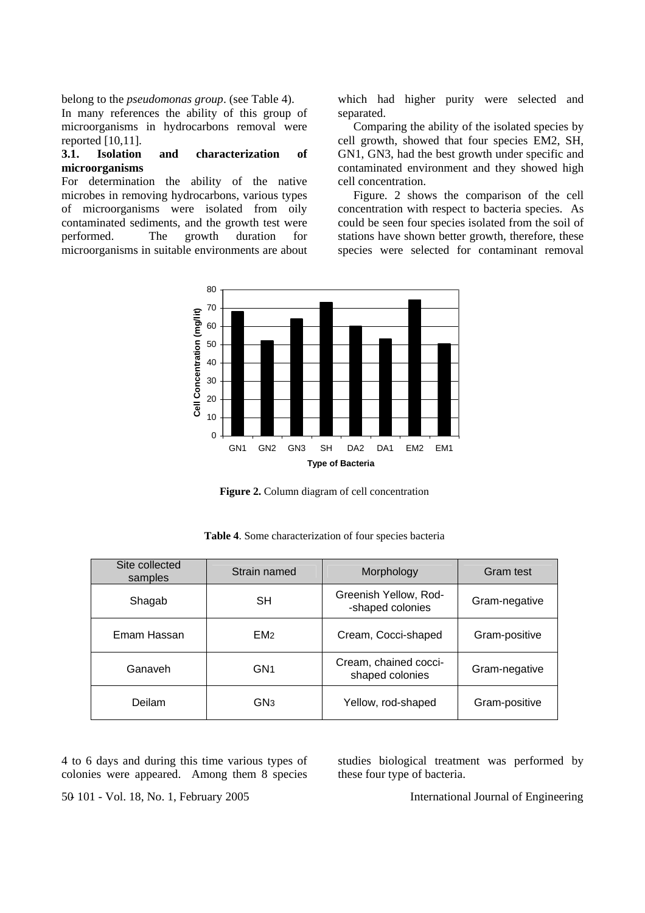belong to the *pseudomonas group*. (see Table 4).

In many references the ability of this group of microorganisms in hydrocarbons removal were reported [10,11].

### 3.1. Isolation and characterization of microorganisms

For determination the ability of the native microbes in removing hydrocarbons, various types of microorganisms were isolated from oily contaminated sediments, and the growth test were performed. The growth duration for microorganisms in suitable environments are about 4 to 6 days and during this time various types of colonies were appeared. Among them 8 species which had higher purity were selected and separated.

Comparing the ability of the isolated species by cell growth, showed that four species EM2, SH, GN1, GN3, had the best growth under specific and contaminated environment and they showed high cell concentration.

Figure. 2 shows the comparison of the cell concentration with respect to bacteria species. As could be seen four species isolated from the soil of stations have shown better growth, therefore, these species were selected for contaminant removal studies biological treatment was performed by these four type of bacteria.

**Figure 2.** Column diagram of cell concentration

**Table 4**. Some characterization of four species bacteria

| Site collected samples | Strain named | Morphology | Gram test |
|---|---|---|---|
| Shagab | SH | Greenish Yellow, Rod--shaped colonies | Gram-negative |
| Emam Hassan | $EM_2$ | Cream, Cocci-shaped | Gram-positive |
| Ganaveh | $GN_1$ | Cream, chained cocci-shaped colonies | Gram-negative |
| Deilam | $GN_3$ | Yellow, rod-shaped | Gram-positive |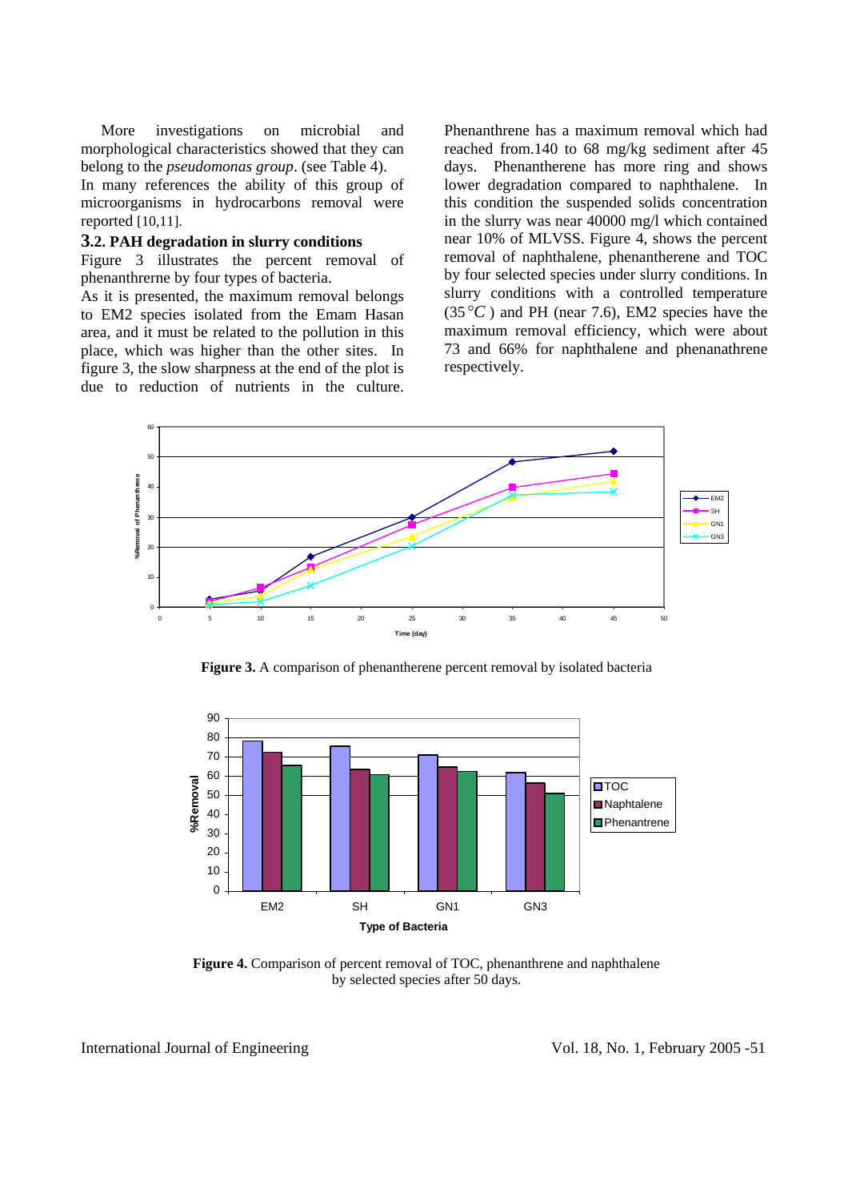More investigations on microbial and morphological characteristics showed that they can belong to the *pseudomonas group*. (see Table 4). In many references the ability of this group of microorganisms in hydrocarbons removal were reported [10,11].

### 3.2. PAH degradation in slurry conditions

Figure 3 illustrates the percent removal of phenanthrerne by four types of bacteria.

As it is presented, the maximum removal belongs to EM2 species isolated from the Emam Hasan area, and it must be related to the pollution in this place, which was higher than the other sites. In figure 3, the slow sharpness at the end of the plot is due to reduction of nutrients in the culture. Phenanthrene has a maximum removal which had reached from.140 to 68 mg/kg sediment after 45 days. Phenantherene has more ring and shows lower degradation compared to naphthalene. In this condition the suspended solids concentration in the slurry was near 40000 mg/l which contained near 10% of MLVSS. Figure 4, shows the percent removal of naphthalene, phenantherene and TOC by four selected species under slurry conditions. In slurry conditions with a controlled temperature (35 $^{\circ}C$ ) and PH (near 7.6), EM2 species have the maximum removal efficiency, which were about 73 and 66% for naphthalene and phenanathrene respectively.

**Figure 3.** A comparison of phenantherene percent removal by isolated bacteria

**Figure 4.** Comparison of percent removal of TOC, phenanthrene and naphthalene by selected species after 50 days.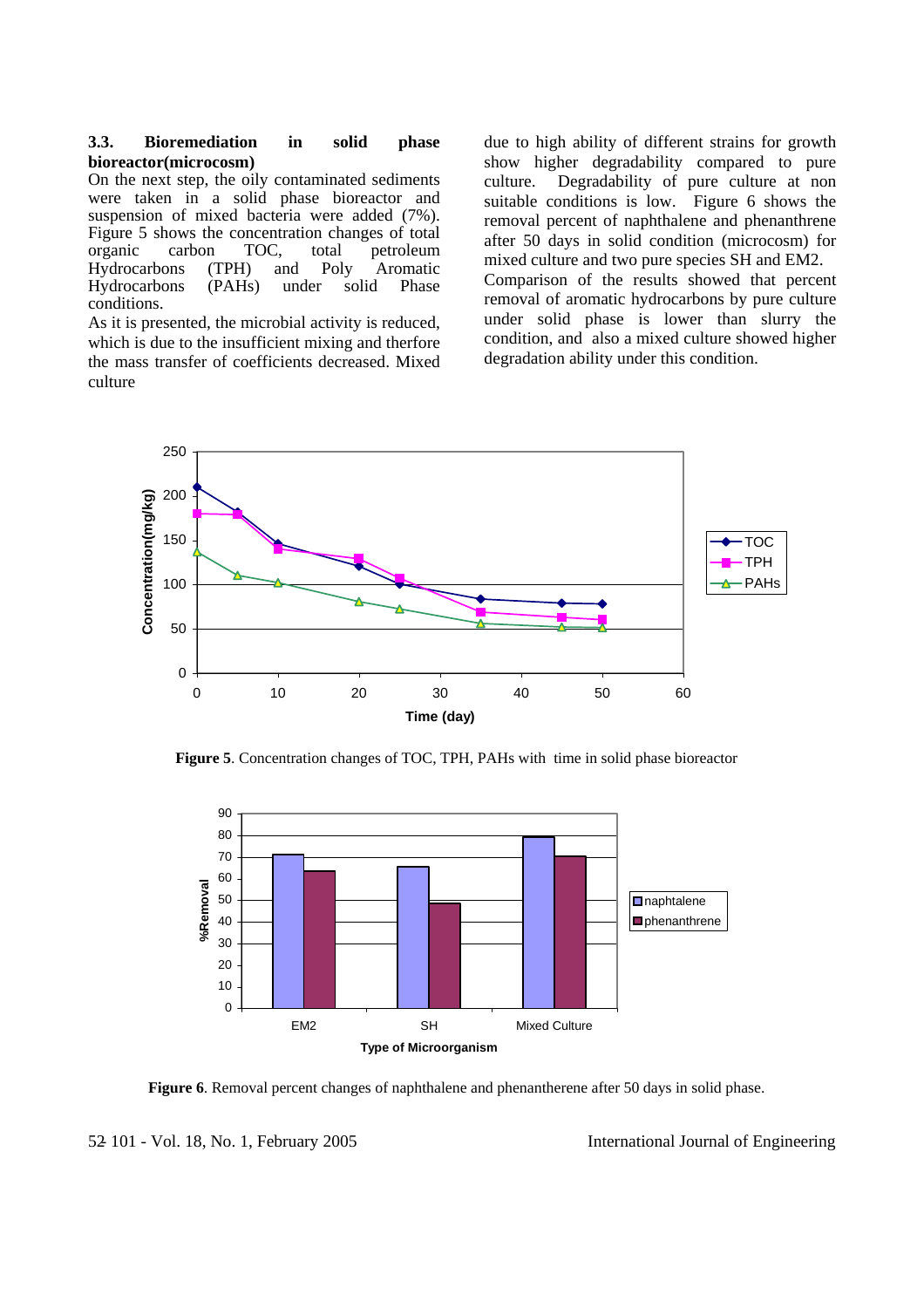### 3.3. Bioremediation in solid phase bioreactor(microcosm)

On the next step, the oily contaminated sediments were taken in a solid phase bioreactor and suspension of mixed bacteria were added (7%). Figure 5 shows the concentration changes of total organic carbon TOC, total petroleum Hydrocarbons (TPH) and Poly Aromatic Hydrocarbons (PAHs) under solid Phase conditions.

As it is presented, the microbial activity is reduced, which is due to the insufficient mixing and therfore the mass transfer of coefficients decreased. Mixed culture due to high ability of different strains for growth show higher degradability compared to pure culture. Degradability of pure culture at non suitable conditions is low. Figure 6 shows the removal percent of naphthalene and phenanthrene after 50 days in solid condition (microcosm) for mixed culture and two pure species SH and EM2.

Comparison of the results showed that percent removal of aromatic hydrocarbons by pure culture under solid phase is lower than slurry the condition, and also a mixed culture showed higher degradation ability under this condition.

**Figure 5**. Concentration changes of TOC, TPH, PAHs with time in solid phase bioreactor

**Figure 6**. Removal percent changes of naphthalene and phenantherene after 50 days in solid phase.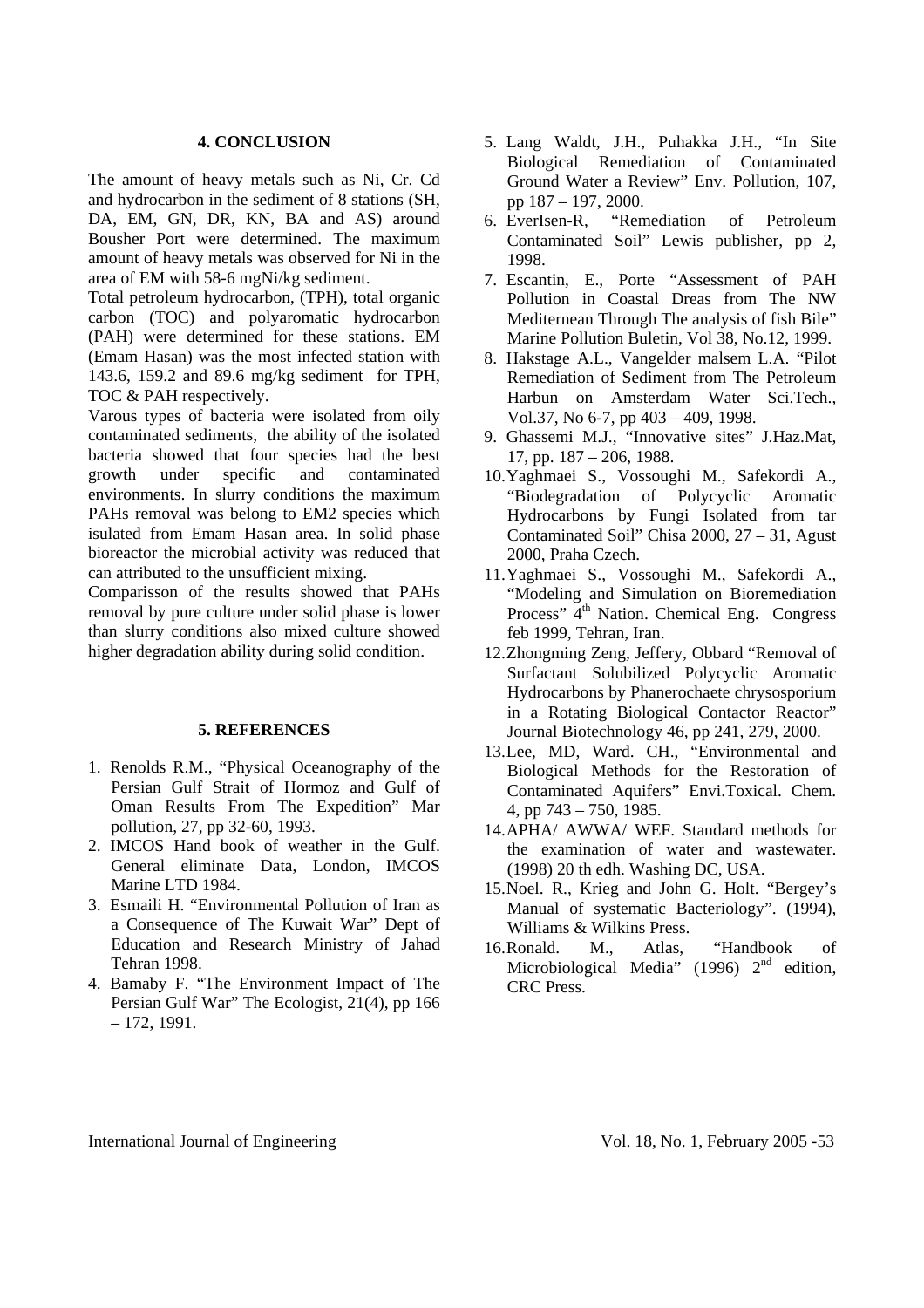## 4. CONCLUSION

The amount of heavy metals such as Ni, Cr. Cd and hydrocarbon in the sediment of 8 stations (SH, DA, EM, GN, DR, KN, BA and AS) around Bousher Port were determined. The maximum amount of heavy metals was observed for Ni in the area of EM with 58-6 mgNi/kg sediment.

Total petroleum hydrocarbon, (TPH), total organic carbon (TOC) and polyaromatic hydrocarbon (PAH) were determined for these stations. EM (Emam Hasan) was the most infected station with 143.6, 159.2 and 89.6 mg/kg sediment for TPH, TOC & PAH respectively.

Varous types of bacteria were isolated from oily contaminated sediments, the ability of the isolated bacteria showed that four species had the best growth under specific and contaminated environments. In slurry conditions the maximum PAHs removal was belong to EM2 species which isulated from Emam Hasan area. In solid phase bioreactor the microbial activity was reduced that can attributed to the unsufficient mixing.

Comparisson of the results showed that PAHs removal by pure culture under solid phase is lower than slurry conditions also mixed culture showed higher degradation ability during solid condition.

## 5. REFERENCES

1. Renolds R.M., "Physical Oceanography of the Persian Gulf Strait of Hormoz and Gulf of Oman Results From The Expedition" Mar pollution, 27, pp 32-60, 1993.
2. IMCOS Hand book of weather in the Gulf. General eliminate Data, London, IMCOS Marine LTD 1984.
3. Esmaili H. "Environmental Pollution of Iran as a Consequence of The Kuwait War" Dept of Education and Research Ministry of Jahad Tehran 1998.
4. Bamaby F. "The Environment Impact of The Persian Gulf War" The Ecologist, 21(4), pp 166 – 172, 1991.
5. Lang Waldt, J.H., Puhakka J.H., "In Site Biological Remediation of Contaminated Ground Water a Review" Env. Pollution, 107, pp 187 – 197, 2000.
6. EverIsen-R, "Remediation of Petroleum Contaminated Soil" Lewis publisher, pp 2, 1998.
7. Escantin, E., Porte "Assessment of PAH Pollution in Coastal Dreas from The NW Mediternean Through The analysis of fish Bile" Marine Pollution Buletin, Vol 38, No.12, 1999.
8. Hakstage A.L., Vangelder malsem L.A. "Pilot Remediation of Sediment from The Petroleum Harbun on Amsterdam Water Sci.Tech., Vol.37, No 6-7, pp 403 – 409, 1998.
9. Ghassemi M.J., "Innovative sites" J.Haz.Mat, 17, pp. 187 – 206, 1988.
10. Yaghmaei S., Vossoughi M., Safekordi A., "Biodegradation of Polycyclic Aromatic Hydrocarbons by Fungi Isolated from tar Contaminated Soil" Chisa 2000, 27 – 31, Agust 2000, Praha Czech.
11. Yaghmaei S., Vossoughi M., Safekordi A., "Modeling and Simulation on Bioremediation Process" 4th Nation. Chemical Eng. Congress feb 1999, Tehran, Iran.
12. Zhongming Zeng, Jeffery, Obbard "Removal of Surfactant Solubilized Polycyclic Aromatic Hydrocarbons by Phanerochaete chrysosporium in a Rotating Biological Contactor Reactor" Journal Biotechnology 46, pp 241, 279, 2000.
13. Lee, MD, Ward. CH., "Environmental and Biological Methods for the Restoration of Contaminated Aquifers" Envi.Toxical. Chem. 4, pp 743 – 750, 1985.
14. APHA/ AWWA/ WEF. Standard methods for the examination of water and wastewater. (1998) 20 th edh. Washing DC, USA.
15. Noel. R., Krieg and John G. Holt. "Bergey's Manual of systematic Bacteriology". (1994), Williams & Wilkins Press.
16. Ronald. M., Atlas, "Handbook of Microbiological Media" (1996) 2nd edition, CRC Press.